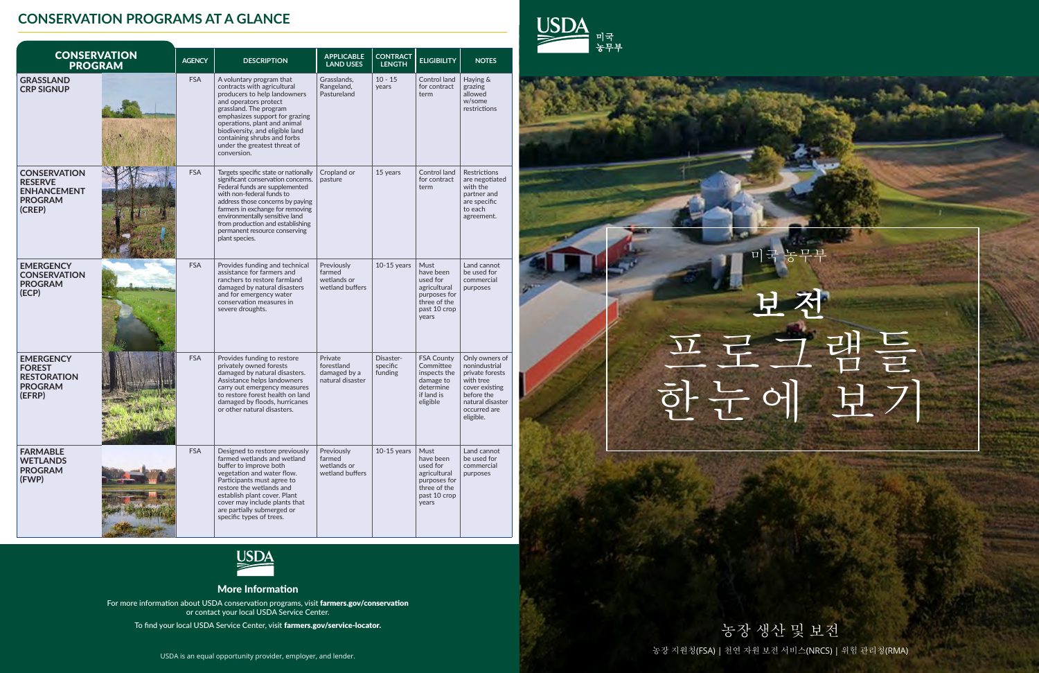# CONSERVATION PROGRAMS AT A GLANCE

| CONSERVATION PROGRAM | AGENCY | DESCRIPTION | APPLICABLE LAND USES | CONTRACT LENGTH | ELIGIBILITY | NOTES |
|---|---|---|---|---|---|---|
| **GRASSLAND CRP SIGNUP** | FSA | A voluntary program that contracts with agricultural producers to help landowners and operators protect grassland. The program emphasizes support for grazing operations, plant and animal biodiversity, and eligible land containing shrubs and forbs under the greatest threat of conversion. | Grasslands, Rangeland, Pastureland | 10 - 15 years | Control land for contract term | Haying & grazing allowed w/some restrictions |
| **CONSERVATION RESERVE ENHANCEMENT PROGRAM (CREP)** | FSA | Targets specific state or nationally significant conservation concerns. Federal funds are supplemented with non-federal funds to address those concerns by paying farmers in exchange for removing environmentally sensitive land from production and establishing permanent resource conserving plant species. | Cropland or pasture | 15 years | Control land for contract term | Restrictions are negotiated with the partner and are specific to each agreement. |
| **EMERGENCY CONSERVATION PROGRAM (ECP)** | FSA | Provides funding and technical assistance for farmers and ranchers to restore farmland damaged by natural disasters and for emergency water conservation measures in severe droughts. | Previously farmed wetlands or wetland buffers | 10-15 years | Must have been used for agricultural purposes for three of the past 10 crop years | Land cannot be used for commercial purposes |
| **EMERGENCY FOREST RESTORATION PROGRAM (EFRP)** | FSA | Provides funding to restore privately owned forests damaged by natural disasters. Assistance helps landowners carry out emergency measures to restore forest health on land damaged by floods, hurricanes or other natural disasters. | Private forestland damaged by a natural disaster | Disaster-specific funding | FSA County Committee inspects the damage to determine if land is eligible | Only owners of nonindustrial private forests with tree cover existing before the natural disaster occurred are eligible. |
| **FARMABLE WETLANDS PROGRAM (FWP)** | FSA | Designed to restore previously farmed wetlands and wetland buffer to improve both vegetation and water flow. Participants must agree to restore the wetlands and establish plant cover. Plant cover may include plants that are partially submerged or specific types of trees. | Previously farmed wetlands or wetland buffers | 10-15 years | Must have been used for agricultural purposes for three of the past 10 crop years | Land cannot be used for commercial purposes |

USDA

## More Information

For more information about USDA conservation programs, visit **farmers.gov/conservation** or contact your local USDA Service Center.

To find your local USDA Service Center, visit **farmers.gov/service-locator.**

USDA is an equal opportunity provider, employer, and lender.

USDA 미국 농무부

미국 농무부

# 보전 프로그램들 한눈에 보기

농장 생산 및 보전

농장 지원청(FSA) | 천연 자원 보전 서비스(NRCS) | 위험 관리청(RMA)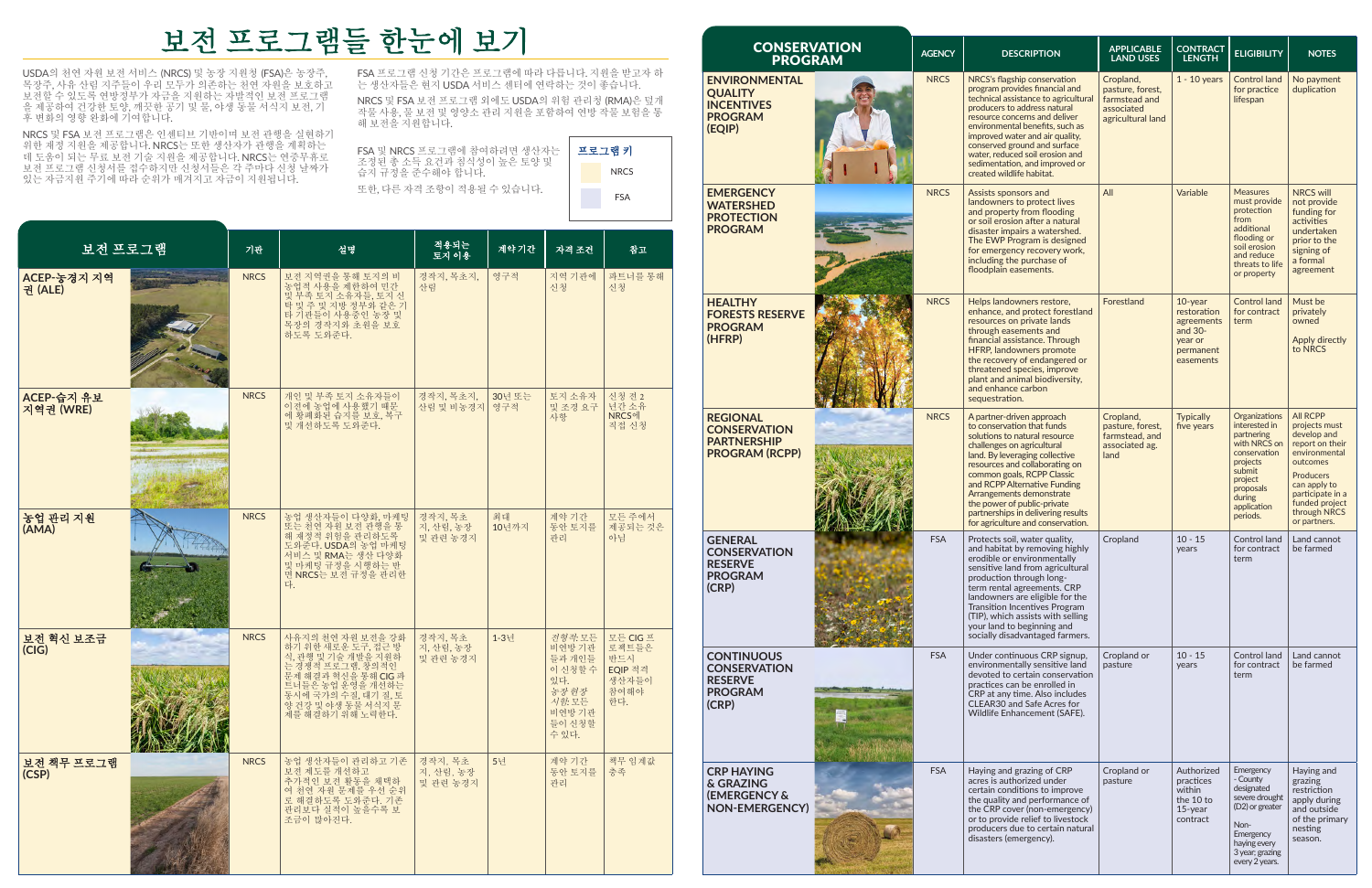# 보전 프로그램들 한눈에 보기

USDA의 천연 자원 보전 서비스 (NRCS) 및 농장 지원청 (FSA)은 농장주, 목장주, 사유 산림 지주들이 우리 모두가 의존하는 천연 자원을 보호하고 보전할 수 있도록 연방정부가 자금을 지원하는 자발적인 보전 프로그램을 제공하여 건강한 토양, 깨끗한 공기 및 물, 야생 동물 서식지 보전, 기후 변화의 영향 완화에 기여합니다.

NRCS 및 FSA 보전 프로그램은 인센티브 기반이며 보전 관행을 실현하기 위한 재정 지원을 제공합니다. NRCS는 또한 생산자가 관행을 계획하는데 도움이 되는 무료 보전 기술 지원을 제공합니다. NRCS는 연중무휴로 보전 프로그램 신청서를 접수하지만 신청서들은 각 주마다 신청 날짜가 있는 자금지원 주기에 따라 순위가 매겨지고 자금이 지원됩니다.

FSA 프로그램 신청 기간은 프로그램에 따라 다릅니다. 지원을 받고자 하는 생산자들은 현지 USDA 서비스 센터에 연락하는 것이 좋습니다.

NRCS 및 FSA 보전 프로그램 외에도 USDA의 위험 관리청 (RMA)은 덮개 작물 사용, 물 보전 및 영양소 관리 지원을 포함하여 연방 작물 보험을 통해 보전을 지원합니다.

FSA 및 NRCS 프로그램에 참여하려면 생산자는 조정된 총 소득 요건과 침식성이 높은 토양 및 습지 규정을 준수해야 합니다.

또한, 다른 자격 조항이 적용될 수 있습니다.

**프로그램 키**

- NRCS
- FSA

| 보전 프로그램 | 기관 | 설명 | 적용되는 토지 이용 | 계약 기간 | 자격 조건 | 참고 |
|---|---|---|---|---|---|---|
| **ACEP-농경지 지역권 (ALE)** | NRCS | 보전 지역권을 통해 토지의 비농업적 사용을 제한하여 민간 및 부족 토지 소유자들, 토지 신탁 및 주 및 지방 정부와 같은 기타 기관들이 사용중인 농장 및 목장의 경작지와 초원을 보호하도록 도와준다. | 경작지, 목초지, 산림 | 영구적 | 지역 기관에 신청 | 파트너를 통해 신청 |
| **ACEP-습지 유보 지역권 (WRE)** | NRCS | 개인 및 부족 토지 소유자들이 이전에 농업에 사용했기 때문에 황폐화된 습지를 보호, 복구 및 개선하도록 도와준다. | 경작지, 목초지, 산림 및 비농경지 | 30년 또는 영구적 | 토지 소유자 및 조정 요구 사항 | 신청 전 2년간 소유 NRCS에 직접 신청 |
| **농업 관리 지원 (AMA)** | NRCS | 농업 생산자들이 다양화, 마케팅 또는 천연 자원 보전 관행을 통해 재정적 위험을 관리하도록 도와준다. USDA의 농업 마케팅 서비스 및 RMA는 생산 다양화 및 마케팅 규정을 시행하는 반면 NRCS는 보전 규정을 관리한다. | 경작지, 목초지, 산림, 농장 및 관련 농경지 | 최대 10년까지 | 계약 기간 동안 토지를 관리 | 모든 주에서 제공되는 것은 아님 |
| **보전 혁신 보조금 (CIG)** | NRCS | 사유지의 천연 자원 보전을 강화하기 위한 새로운 도구, 접근 방식, 관행 및 기술 개발을 지원하는 경쟁적 프로그램. 창의적인 문제 해결과 혁신을 통해 CIG 파트너들은 농업 운영을 개선하는 동시에 국가의 수질, 대기 질, 토양 건강 및 야생 동물 서식지 문제를 해결하기 위해 노력한다. | 경작지, 목초지, 산림, 농장 및 관련 농경지 | 1-3년 | *경쟁적*: 모든 비연방 기관들과 개인들이 신청할 수 있다. *농장 현장 시험*: 모든 비연방 기관들이 신청할 수 있다. | 모든 CIG 프로젝트들은 반드시 EQIP 적격 생산자들이 참여해야 한다. |
| **보전 책무 프로그램 (CSP)** | NRCS | 농업 생산자들이 관리하고 기존 보전 제도를 개선하고 추가적인 보전 활동을 채택하여 천연 자원 문제를 우선 순위로 해결하도록 도와준다. 기존 관리보다 실적이 높을수록 보조금이 많아진다. | 경작지, 목초지, 산림, 농장 및 관련 농경지 | 5년 | 계약 기간 동안 토지를 관리 | 책무 임계값 충족 |

| CONSERVATION PROGRAM | AGENCY | DESCRIPTION | APPLICABLE LAND USES | CONTRACT LENGTH | ELIGIBILITY | NOTES |
|---|---|---|---|---|---|---|
| **ENVIRONMENTAL QUALITY INCENTIVES PROGRAM (EQIP)** | NRCS | NRCS's flagship conservation program provides financial and technical assistance to agricultural producers to address natural resource concerns and deliver environmental benefits, such as improved water and air quality, conserved ground and surface water, reduced soil erosion and sedimentation, and improved or created wildlife habitat. | Cropland, pasture, forest, farmstead and associated agricultural land | 1 - 10 years | Control land for practice lifespan | No payment duplication |
| **EMERGENCY WATERSHED PROTECTION PROGRAM** | NRCS | Assists sponsors and landowners to protect lives and property from flooding or soil erosion after a natural disaster impairs a watershed. The EWP Program is designed for emergency recovery work, including the purchase of floodplain easements. | All | Variable | Measures must provide protection from additional flooding or soil erosion and reduce threats to life or property | NRCS will not provide funding for activities undertaken prior to the signing of a formal agreement |
| **HEALTHY FORESTS RESERVE PROGRAM (HFRP)** | NRCS | Helps landowners restore, enhance, and protect forestland resources on private lands through easements and financial assistance. Through HFRP, landowners promote the recovery of endangered or threatened species, improve plant and animal biodiversity, and enhance carbon sequestration. | Forestland | 10-year restoration agreements and 30-year or permanent easements | Control land for contract term | Must be privately owned<br><br>Apply directly to NRCS |
| **REGIONAL CONSERVATION PARTNERSHIP PROGRAM (RCPP)** | NRCS | A partner-driven approach to conservation that funds solutions to natural resource challenges on agricultural land. By leveraging collective resources and collaborating on common goals, RCPP Classic and RCPP Alternative Funding Arrangements demonstrate the power of public-private partnerships in delivering results for agriculture and conservation. | Cropland, pasture, forest, farmstead, and associated ag. land | Typically five years | Organizations interested in partnering with NRCS on conservation projects submit project proposals during application periods. | All RCPP projects must develop and report on their environmental outcomes<br><br>Producers can apply to participate in a funded project through NRCS or partners. |
| **GENERAL CONSERVATION RESERVE PROGRAM (CRP)** | FSA | Protects soil, water quality, and habitat by removing highly erodible or environmentally sensitive land from agricultural production through long-term rental agreements. CRP landowners are eligible for the Transition Incentives Program (TIP), which assists with selling your land to beginning and socially disadvantaged farmers. | Cropland | 10 - 15 years | Control land for contract term | Land cannot be farmed |
| **CONTINUOUS CONSERVATION RESERVE PROGRAM (CRP)** | FSA | Under continuous CRP signup, environmentally sensitive land devoted to certain conservation practices can be enrolled in CRP at any time. Also includes CLEAR30 and Safe Acres for Wildlife Enhancement (SAFE). | Cropland or pasture | 10 - 15 years | Control land for contract term | Land cannot be farmed |
| **CRP HAYING & GRAZING (EMERGENCY & NON-EMERGENCY)** | FSA | Haying and grazing of CRP acres is authorized under certain conditions to improve the quality and performance of the CRP cover (non-emergency) or to provide relief to livestock producers due to certain natural disasters (emergency). | Cropland or pasture | Authorized practices within the 10 to 15-year contract | Emergency - County designated severe drought (D2) or greater<br><br>Non-Emergency haying every 3 year, grazing every 2 years. | Haying and grazing restriction apply during and outside of the primary nesting season. |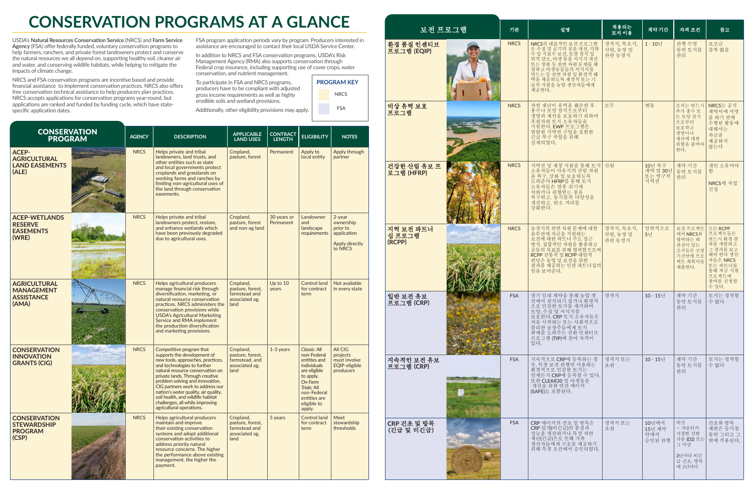# CONSERVATION PROGRAMS AT A GLANCE

USDA's **Natural Resources Conservation Service** (NRCS) and **Farm Service Agency** (FSA) offer federally funded, voluntary conservation programs to help farmers, ranchers, and private forest landowners protect and conserve the natural resources we all depend on, supporting healthy soil, cleaner air and water, and conserving wildlife habitats, while helping to mitigate the impacts of climate change.

NRCS and FSA conservation programs are incentive based and provide financial assistance to implement conservation practices. NRCS also offers free conservation technical assistance to help producers plan practices. NRCS accepts applications for conservation programs year-round, but applications are ranked and funded by funding cycle, which have state-specific application dates.

FSA program application periods vary by program. Producers interested in assistance are encouraged to contact their local USDA Service Center.

In addition to NRCS and FSA conservation programs, USDA's Risk Management Agency (RMA) also supports conservation through Federal crop insurance, including supporting use of cover crops, water conservation, and nutrient management.

To participate in FSA and NRCS programs, producers have to be compliant with adjusted gross income requirements as well as highly erodible soils and wetland provisions.

Additionally, other eligibility provisions may apply.

**PROGRAM KEY**

- NRCS
- FSA

| CONSERVATION PROGRAM | AGENCY | DESCRIPTION | APPLICABLE LAND USES | CONTRACT LENGTH | ELIGIBILITY | NOTES |
|---|---|---|---|---|---|---|
| **ACEP-AGRICULTURAL LAND EASEMENTS (ALE)** | NRCS | Helps private and tribal landowners, land trusts, and other entities such as state and local governments protect croplands and grasslands on working farms and ranches by limiting non-agricultural uses of the land through conservation easements. | Cropland, pasture, forest | Permanent | Apply to local entity | Apply through partner |
| **ACEP-WETLANDS RESERVE EASEMENTS (WRE)** | NRCS | Helps private and tribal landowners protect, restore, and enhance wetlands which have been previously degraded due to agricultural uses. | Cropland, pasture, forest and non-ag land | 30 years or Permanent | Landowner and landscape requirements | 2-year ownership prior to application<br><br>Apply directly to NRCS |
| **AGRICULTURAL MANAGEMENT ASSISTANCE (AMA)** | NRCS | Helps agricultural producers manage financial risk through diversification, marketing, or natural resource conservation practices. NRCS administers the conservation provisions while USDA's Agricultural Marketing Service and RMA implement the production diversification and marketing provisions. | Cropland, pasture, forest, farmstead and associated ag. land | Up to 10 years | Control land for contract term | Not available in every state |
| **CONSERVATION INNOVATION GRANTS (CIG)** | NRCS | Competitive program that supports the development of new tools, approaches, practices, and technologies to further natural resource conservation on private lands. Through creative problem solving and innovation, CIG partners work to address our nation's water quality, air quality, soil health, and wildlife habitat challenges, all while improving agricultural operations. | Cropland, pasture, forest, farmstead, and associated ag. land | 1-3 years | *Classic:* All non-Federal entities and individuals are eligible to apply.<br>*On-Farm Trials:* All non-Federal entities are eligible to apply. | All CIG projects must involve EQIP-eligible producers |
| **CONSERVATION STEWARDSHIP PROGRAM (CSP)** | NRCS | Helps agricultural producers maintain and improve their existing conservation systems and adopt additional conservation activities to address priority natural resource concerns. The higher the performance above existing management, the higher the payment. | Cropland, pasture, forest, farmstead and associated ag. land | 5 years | Control land for contract term | Meet stewardship thresholds |

| 보전 프로그램 | 기관 | 설명 | 적용되는 토지 이용 | 계약 기간 | 자격 조건 | 참고 |
|---|---|---|---|---|---|---|
| **환경 품질 인센티브 프로그램 (EQIP)** | NRCS | NRCS의 대표적인 보전 프로그램은 수질 및 공기의 질을 개선, 지하수 및 지표수 보전, 토양 침식 및 퇴적 감소, 야생동물 서식지 개선 또는 창출 등 천연 자원 문제를 해결하고 야생동물들의 서식지를 만드는 등 천연 자원 및 환경적 혜택을 제공하도록 재정적 또는 기술적 지원을 농업 생산자들에게 제공한다. | 경작지, 목초지, 산림, 농장 및 관련 농경지 | 1 - 10년 | 관계 수명 동안 토지를 관리 | 보조금 중복 없음 |
| **비상 유역 보호 프로그램** | NRCS | 자연 재난이 유역을 훼손한 후 홍수나 토양 침식으로부터 생명과 재산을 보호하기 위하여 후원자와 토지 소유자들을 지원한다. EWP 프로그램은 범람원 지역권 구입을 포함한 긴급 복구 작업을 위해 설계되었다. | 모두 | 변동 | 조치는 반드시 추가 홍수 또는 토양 침식으로부터 보호하고 생명이나 재산에 대한 위협을 줄여야 한다. | NRCS는 공식 계약서에 서명을 하기 전에 수행된 활동에 대해서는 자금을 제공하지 않는다 |
| **건강한 산림 유보 프로그램 (HFRP)** | NRCS | 지역권 및 재정 지원을 통해 토지 소유자들이 사유지의 산림 자원을 복구, 강화 및 보호하도록 도와준다 HFRP를 통해 토지 소유자들은 멸종 위기에 처하거나 위협받는 종을 복구하고, 동식물의 다양성을 개선하고, 탄소 격리를 강화한다. | 산림 | 10년 복구 계약 및 30년 또는 영구적 지역권 | 계약 기간 동안 토지를 관리 | 개인 소유여야 함<br><br>NRCS에 직접 신청 |
| **지역 보전 파트너십 프로그램 (RCPP)** | NRCS | 농경지의 천연 자원 문제에 대한 솔루션에 자금을 지원하는 보전에 대한 파트너 주도 접근 방식. 집합적인 자원을 활용하고 공동의 목표를 위해 협력함으로써 RCPP 전통적 및 RCPP 대안적 펀딩은 농업 및 보전을 위한 결과를 제공하는 민관 파트너십의 힘을 보여준다. | 경작지, 목초지, 산림, 농장 및 관련 농경지 | 일반적으로 5년 | 보전 프로젝트에서 NRCS와 협력하는 데 관심이 있는 조직들은 신청 기간에 프로젝트 제안서를 제출한다. | 모든 RCPP 프로젝트들은 반드시 환경 결과를 개발하고 그 결과를 보고해야 한다 생산자들은 NRCS 또는 파트너를 통해 자금 지원 프로젝트에 참여를 신청할 수 있다. |
| **일반 보전 유보 프로그램 (CRP)** | FSA | 장기 임대 계약을 통해 농업 생산에서 철저되거나 환경적으로 민감한 토지를 제거하여 토양, 수질 및 서식지를 보호한다. CRP 토지 소유자들은 처음 시작하는 또는 사회적으로 불리한 농장주들에게 토지 판매를 도와주는 전환 인센티브 프로그램 (TIP)에 참여 자격이 있다. | 경작지 | 10 - 15년 | 계약 기간 동안 토지를 관리 | 토지는 경작할 수 없다 |
| **지속적인 보전 유보 프로그램 (CRP)** | FSA | 지속적으로 CRP에 등록하는 경우, 특정 보전 관행만 사용하는 환경적으로 민감한 토지는 언제든지 CRP에 등록할 수 있다. 또한 CLEAR30 및 야생동물 개선을 위한 안전 에이커 (SAFE)도 포함된다. | 경작지 또는 초원 | 10 - 15년 | 계약 기간 동안 토지를 관리 | 토지는 경작할 수 없다 |
| **CRP 건초 및 방목 (긴급 및 비긴급)** | FSA | CRP 에이커의 건초 및 방목은 CRP 토지(긴급)의 품질과 성능을 개선하거나 특정 자연 재난(긴급)으로 인해 가축 생산자들에게 구호를 제공하기 위해 특정 조건에서 승인되었다. | 경작지 또는 초원 | 10년에서 15년 계약 안에서 승인된 관행 | 비상 – 카운티가 지정한 심한 가뭄 (D2) 또는 그 이상<br><br>3년마다 비긴급 건초; 방목 매 2년마다 | 건초와 방목 제한은 둥지철 동안 그리고 그 밖에 적용된다. |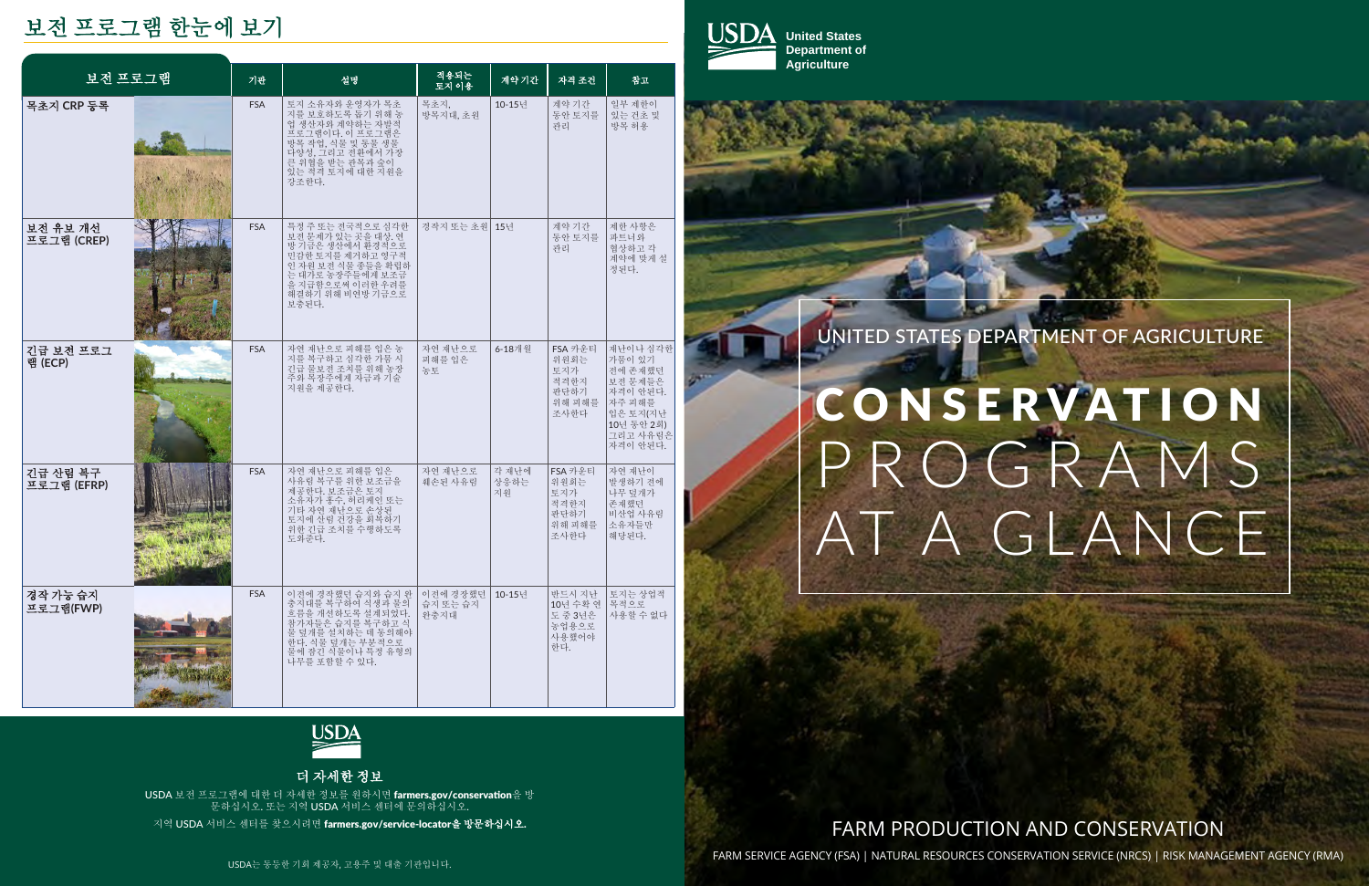# 보전 프로그램 한눈에 보기

| 보전 프로그램 | 기관 | 설명 | 적용되는 토지 이용 | 계약 기간 | 자격 조건 | 참고 |
|---|---|---|---|---|---|---|
| 목초지 CRP 등록 | FSA | 토지 소유자와 운영자가 목초지를 보호하도록 돕기 위해 농업 생산자와 계약하는 자발적 프로그램이다. 이 프로그램은 방목 작업, 식물 및 동물 생물 다양성, 그리고 전환에서 가장 큰 위협을 받는 관목과 숲이 있는 적격 토지에 대한 지원을 강조한다. | 목초지, 방목지대, 초원 | 10-15년 | 계약 기간 동안 토지를 관리 | 일부 제한이 있는 건초 및 방목 허용 |
| 보전 유보 개선 프로그램 (CREP) | FSA | 특정 주 또는 전국적으로 심각한 보전 문제가 있는 곳을 대상. 연방 기금은 생산에서 환경적으로 민감한 토지를 제거하고 영구적인 자원 보전 식물 종들을 확립하는 대가로 농장주들에게 보조금을 지급함으로써 이러한 우려를 해결하기 위해 비연방 기금으로 보충된다. | 경작지 또는 초원 | 15년 | 계약 기간 동안 토지를 관리 | 제한 사항은 파트너와 협상하고 각 계약에 맞게 설정된다. |
| 긴급 보전 프로그램 (ECP) | FSA | 자연 재난으로 피해를 입은 농지를 복구하고 심각한 가뭄 시 긴급 물 보전 조치를 위해 농장주와 목장주에게 자금과 기술 지원을 제공한다. | 자연 재난으로 피해를 입은 농토 | 6-18개월 | FSA 카운티 위원회는 토지가 적격한지 판단하기 위해 피해를 조사한다 | 재난이나 심각한 가뭄이 있기 전에 존재했던 보전 문제들은 자격이 안된다. 자주 피해를 입은 토지(지난 10년 동안 2회) 그리고 사유림은 자격이 안된다. |
| 긴급 산림 복구 프로그램 (EFRP) | FSA | 자연 재난으로 피해를 입은 사유림 복구를 위한 보조금을 제공한다. 보조금은 토지 소유자가 홍수, 허리케인 또는 기타 자연 재난으로 손상된 토지에 산림 건강을 회복하기 위한 긴급 조치를 수행하도록 도와준다. | 자연 재난으로 훼손된 사유림 | 각 재난에 상응하는 지원 | FSA 카운티 위원회는 토지가 적격한지 판단하기 위해 피해를 조사한다 | 자연 재난이 발생하기 전에 나무 덮개가 존재했던 비산업 사유림 소유자들만 해당된다. |
| 경작 가능 습지 프로그램(FWP) | FSA | 이전에 경작했던 습지와 습지 완충지대를 복구하여 식생과 물의 흐름을 개선하도록 설계되었다. 참가자들은 습지를 복구하고 식물 덮개를 설치하는 데 동의해야 한다. 식물 덮개는 부분적으로 물에 잠긴 식물이나 특정 유형의 나무를 포함할 수 있다. | 이전에 경작했던 습지 또는 습지 완충지대 | 10-15년 | 반드시 지난 10년 수확 연도 중 3년은 농업용으로 사용했어야 한다. | 토지는 상업적 목적으로 사용할 수 없다 |

USDA

## 더 자세한 정보

USDA 보전 프로그램에 대한 더 자세한 정보를 원하시면 **farmers.gov/conservation**을 방문하십시오. 또는 지역 USDA 서비스 센터에 문의하십시오.

지역 USDA 서비스 센터를 찾으시려면 **farmers.gov/service-locator을 방문하십시오.**

USDA는 동등한 기회 제공자, 고용주 및 대출 기관입니다.

USDA United States Department of Agriculture

UNITED STATES DEPARTMENT OF AGRICULTURE

# CONSERVATION PROGRAMS AT A GLANCE

FARM PRODUCTION AND CONSERVATION

FARM SERVICE AGENCY (FSA) | NATURAL RESOURCES CONSERVATION SERVICE (NRCS) | RISK MANAGEMENT AGENCY (RMA)